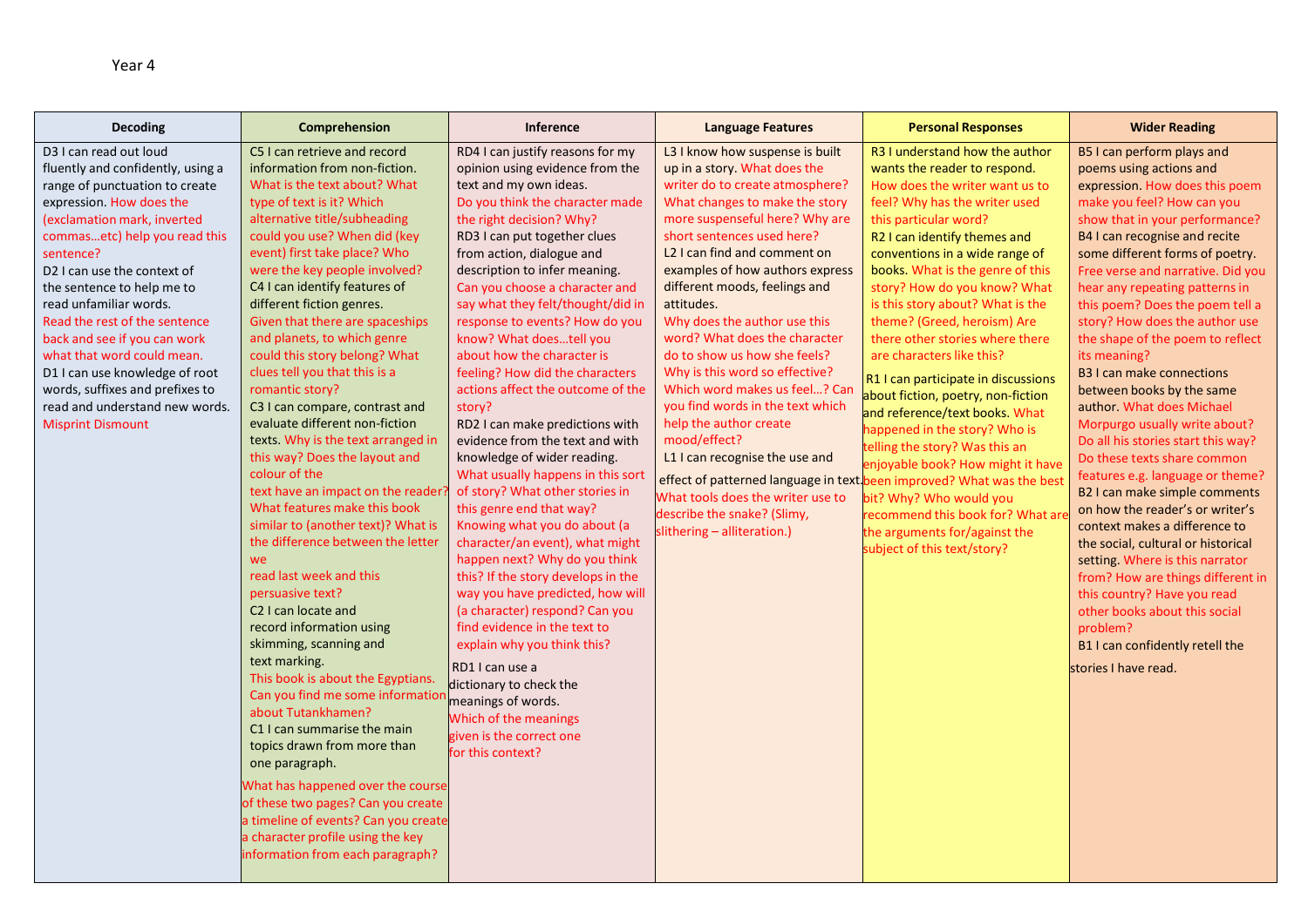Year 4

| Decoding | Comprehension | Inference | Language Features | Personal Responses | Wider Reading |
|---|---|---|---|---|---|
| D3 I can read out loud fluently and confidently, using a range of punctuation to create expression. How does the (exclamation mark, inverted commas…etc) help you read this sentence?<br>D2 I can use the context of the sentence to help me to read unfamiliar words.<br>Read the rest of the sentence back and see if you can work what that word could mean.<br>D1 I can use knowledge of root words, suffixes and prefixes to read and understand new words.<br>Misprint Dismount | C5 I can retrieve and record information from non-fiction. What is the text about? What type of text is it? Which alternative title/subheading could you use? When did (key event) first take place? Who were the key people involved?<br>C4 I can identify features of different fiction genres.<br>Given that there are spaceships and planets, to which genre could this story belong? What clues tell you that this is a romantic story?<br>C3 I can compare, contrast and evaluate different non-fiction texts. Why is the text arranged in this way? Does the layout and colour of the text have an impact on the reader? What features make this book similar to (another text)? What is the difference between the letter we read last week and this persuasive text?<br>C2 I can locate and record information using skimming, scanning and text marking.<br>This book is about the Egyptians. Can you find me some information about Tutankhamen?<br>C1 I can summarise the main topics drawn from more than one paragraph.<br>What has happened over the course of these two pages? Can you create a timeline of events? Can you create a character profile using the key information from each paragraph? | RD4 I can justify reasons for my opinion using evidence from the text and my own ideas.<br>Do you think the character made the right decision? Why?<br>RD3 I can put together clues from action, dialogue and description to infer meaning.<br>Can you choose a character and say what they felt/thought/did in response to events? How do you know? What does…tell you about how the character is feeling? How did the characters actions affect the outcome of the story?<br>RD2 I can make predictions with evidence from the text and with knowledge of wider reading.<br>What usually happens in this sort of story? What other stories in this genre end that way? Knowing what you do about (a character/an event), what might happen next? Why do you think this? If the story develops in the way you have predicted, how will (a character) respond? Can you find evidence in the text to explain why you think this?<br>RD1 I can use a dictionary to check the meanings of words.<br>Which of the meanings given is the correct one for this context? | L3 I know how suspense is built up in a story. What does the writer do to create atmosphere? What changes to make the story more suspenseful here? Why are short sentences used here?<br>L2 I can find and comment on examples of how authors express different moods, feelings and attitudes.<br>Why does the author use this word? What does the character do to show us how she feels? Why is this word so effective? Which word makes us feel…? Can you find words in the text which help the author create mood/effect?<br>L1 I can recognise the use and effect of patterned language in text.<br>What tools does the writer use to describe the snake? (Slimy, slithering – alliteration.) | R3 I understand how the author wants the reader to respond.<br>How does the writer want us to feel? Why has the writer used this particular word?<br>R2 I can identify themes and conventions in a wide range of books. What is the genre of this story? How do you know? What is this story about? What is the theme? (Greed, heroism) Are there other stories where there are characters like this?<br>R1 I can participate in discussions about fiction, poetry, non-fiction and reference/text books. What happened in the story? Who is telling the story? Was this an enjoyable book? How might it have been improved? What was the best bit? Why? Who would you recommend this book for? What are the arguments for/against the subject of this text/story? | B5 I can perform plays and poems using actions and expression. How does this poem make you feel? How can you show that in your performance?<br>B4 I can recognise and recite some different forms of poetry. Free verse and narrative. Did you hear any repeating patterns in this poem? Does the poem tell a story? How does the author use the shape of the poem to reflect its meaning?<br>B3 I can make connections between books by the same author. What does Michael Morpurgo usually write about? Do all his stories start this way? Do these texts share common features e.g. language or theme?<br>B2 I can make simple comments on how the reader's or writer's context makes a difference to the social, cultural or historical setting. Where is this narrator from? How are things different in this country? Have you read other books about this social problem?<br>B1 I can confidently retell the stories I have read. |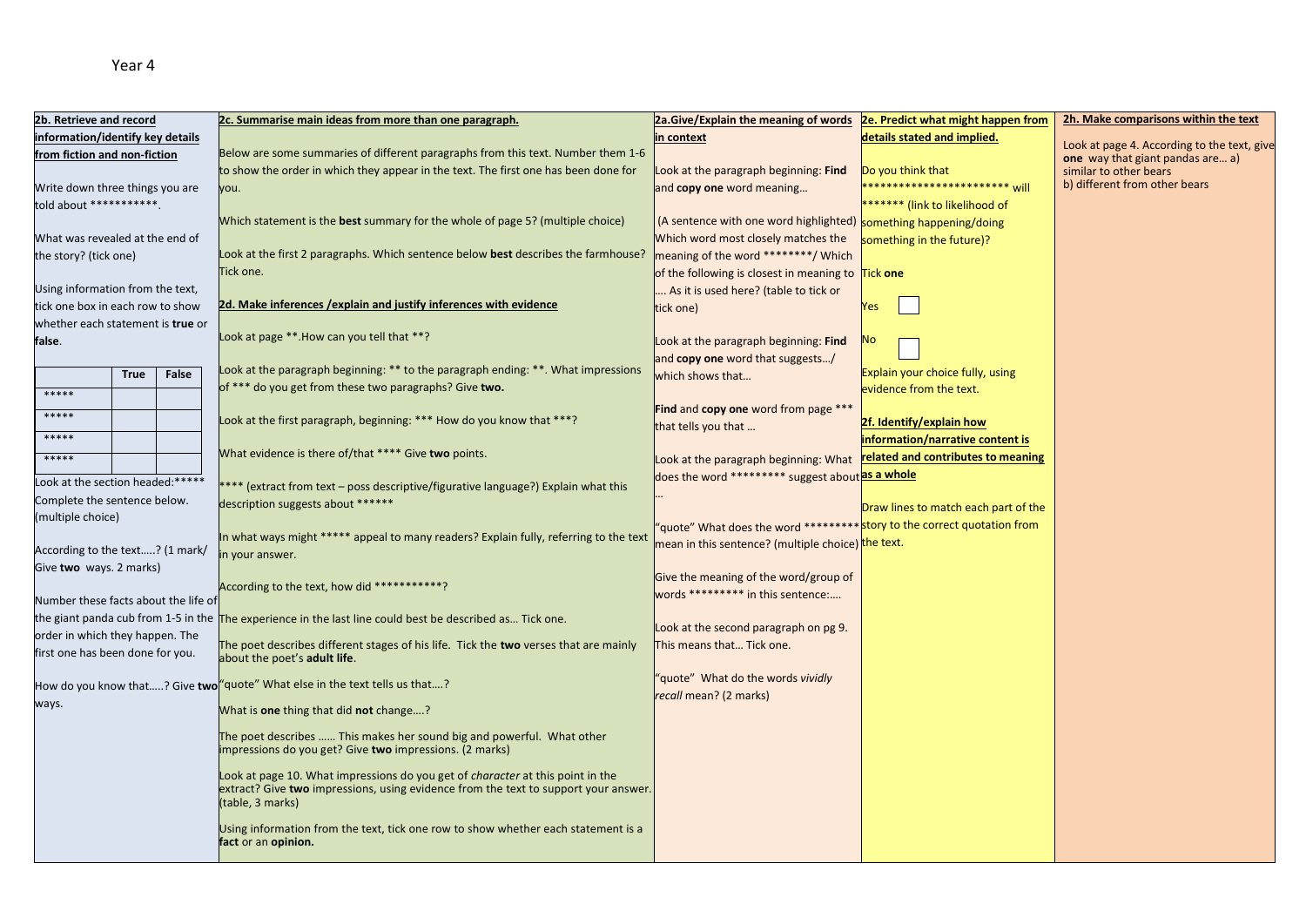Year 4

## 2b. Retrieve and record information/identify key details from fiction and non-fiction

Write down three things you are told about ***********.

What was revealed at the end of the story? (tick one)

Using information from the text, tick one box in each row to show whether each statement is **true** or **false**.

| | True | False |
|---|---|---|
| ***** | | |
| ***** | | |
| ***** | | |
| ***** | | |

Look at the section headed:***** Complete the sentence below. (multiple choice)

According to the text…..? (1 mark/ Give **two** ways. 2 marks)

Number these facts about the life of the giant panda cub from 1-5 in the order in which they happen. The first one has been done for you.

How do you know that…..? Give **two** ways.

## 2c. Summarise main ideas from more than one paragraph.

Below are some summaries of different paragraphs from this text. Number them 1-6 to show the order in which they appear in the text. The first one has been done for you.

Which statement is the **best** summary for the whole of page 5? (multiple choice)

Look at the first 2 paragraphs. Which sentence below **best** describes the farmhouse? Tick one.

## 2d. Make inferences /explain and justify inferences with evidence

Look at page **.How can you tell that **?

Look at the paragraph beginning: ** to the paragraph ending: **. What impressions of *** do you get from these two paragraphs? Give **two.**

Look at the first paragraph, beginning: *** How do you know that ***?

What evidence is there of/that **** Give **two** points.

**** (extract from text – poss descriptive/figurative language?) Explain what this description suggests about ******

In what ways might ***** appeal to many readers? Explain fully, referring to the text in your answer.

According to the text, how did ***********?

The experience in the last line could best be described as… Tick one.

The poet describes different stages of his life. Tick the **two** verses that are mainly about the poet's **adult life**.

"quote" What else in the text tells us that….?

What is **one** thing that did **not** change….?

The poet describes …… This makes her sound big and powerful. What other impressions do you get? Give **two** impressions. (2 marks)

Look at page 10. What impressions do you get of *character* at this point in the extract? Give **two** impressions, using evidence from the text to support your answer. (table, 3 marks)

Using information from the text, tick one row to show whether each statement is a **fact** or an **opinion.**

## 2a.Give/Explain the meaning of words in context

Look at the paragraph beginning: **Find** and **copy one** word meaning…

(A sentence with one word highlighted) Which word most closely matches the meaning of the word ********/ Which of the following is closest in meaning to …. As it is used here? (table to tick or tick one)

Look at the paragraph beginning: **Find** and **copy one** word that suggests…/ which shows that…

**Find** and **copy one** word from page *** that tells you that …

Look at the paragraph beginning: What does the word ********* suggest about …

"quote" What does the word ********* mean in this sentence? (multiple choice)

Give the meaning of the word/group of words ********* in this sentence:….

Look at the second paragraph on pg 9. This means that… Tick one.

"quote" What do the words *vividly recall* mean? (2 marks)

## 2e. Predict what might happen from details stated and implied.

Do you think that *********************** will ******* (link to likelihood of something happening/doing something in the future)?

Tick **one**

Yes ☐

No ☐

Explain your choice fully, using evidence from the text.

## 2f. Identify/explain how information/narrative content is related and contributes to meaning as a whole

Draw lines to match each part of the story to the correct quotation from the text.

## 2h. Make comparisons within the text

Look at page 4. According to the text, give **one** way that giant pandas are… a) similar to other bears b) different from other bears